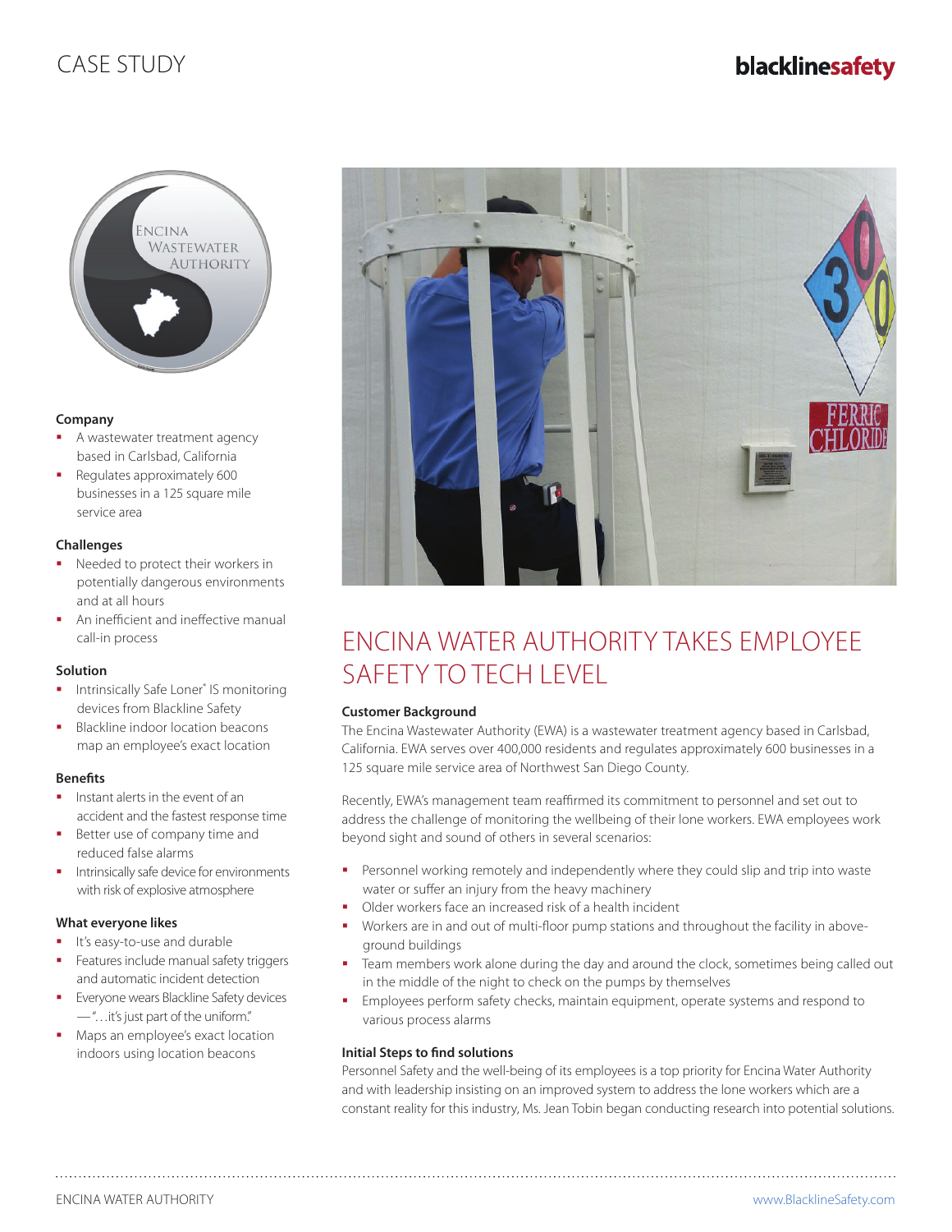CASE STUDY

### Company

- A wastewater treatment agency based in Carlsbad, California
- Regulates approximately 600 businesses in a 125 square mile service area

### Challenges

- Needed to protect their workers in potentially dangerous environments and at all hours
- An inefficient and ineffective manual call-in process

### Solution

- Intrinsically Safe Loner® IS monitoring devices from Blackline Safety
- Blackline indoor location beacons map an employee's exact location

### Benefits

- Instant alerts in the event of an accident and the fastest response time
- Better use of company time and reduced false alarms
- Intrinsically safe device for environments with risk of explosive atmosphere

### What everyone likes

- It's easy-to-use and durable
- Features include manual safety triggers and automatic incident detection
- Everyone wears Blackline Safety devices —"…it's just part of the uniform."
- Maps an employee's exact location indoors using location beacons

# ENCINA WATER AUTHORITY TAKES EMPLOYEE SAFETY TO TECH LEVEL

### Customer Background

The Encina Wastewater Authority (EWA) is a wastewater treatment agency based in Carlsbad, California. EWA serves over 400,000 residents and regulates approximately 600 businesses in a 125 square mile service area of Northwest San Diego County.

Recently, EWA's management team reaffirmed its commitment to personnel and set out to address the challenge of monitoring the wellbeing of their lone workers. EWA employees work beyond sight and sound of others in several scenarios:

- Personnel working remotely and independently where they could slip and trip into waste water or suffer an injury from the heavy machinery
- Older workers face an increased risk of a health incident
- Workers are in and out of multi-floor pump stations and throughout the facility in above-ground buildings
- Team members work alone during the day and around the clock, sometimes being called out in the middle of the night to check on the pumps by themselves
- Employees perform safety checks, maintain equipment, operate systems and respond to various process alarms

### Initial Steps to find solutions

Personnel Safety and the well-being of its employees is a top priority for Encina Water Authority and with leadership insisting on an improved system to address the lone workers which are a constant reality for this industry, Ms. Jean Tobin began conducting research into potential solutions.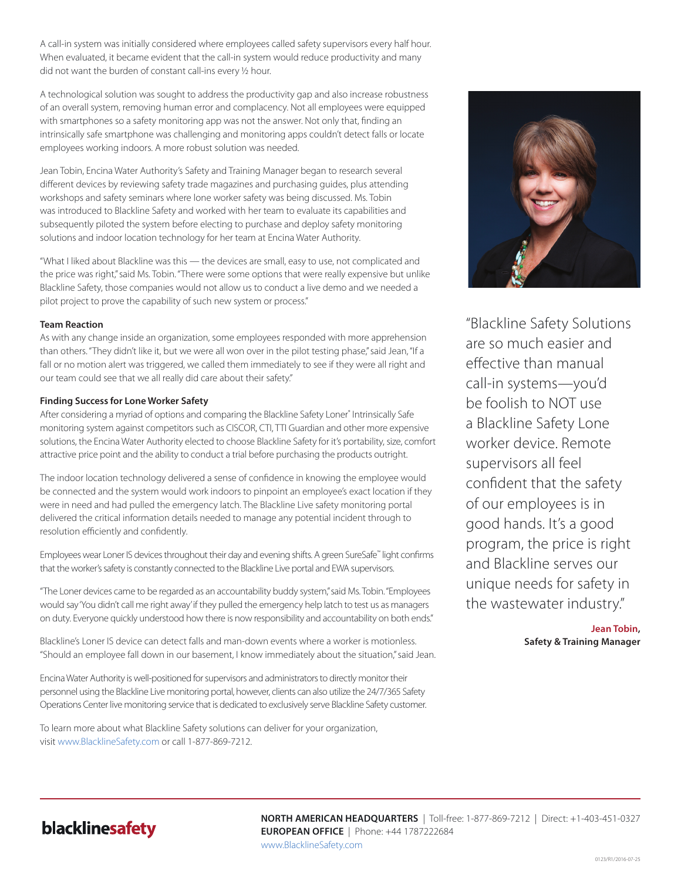A call-in system was initially considered where employees called safety supervisors every half hour. When evaluated, it became evident that the call-in system would reduce productivity and many did not want the burden of constant call-ins every ½ hour.

A technological solution was sought to address the productivity gap and also increase robustness of an overall system, removing human error and complacency. Not all employees were equipped with smartphones so a safety monitoring app was not the answer. Not only that, finding an intrinsically safe smartphone was challenging and monitoring apps couldn't detect falls or locate employees working indoors. A more robust solution was needed.

Jean Tobin, Encina Water Authority's Safety and Training Manager began to research several different devices by reviewing safety trade magazines and purchasing guides, plus attending workshops and safety seminars where lone worker safety was being discussed. Ms. Tobin was introduced to Blackline Safety and worked with her team to evaluate its capabilities and subsequently piloted the system before electing to purchase and deploy safety monitoring solutions and indoor location technology for her team at Encina Water Authority.

"What I liked about Blackline was this — the devices are small, easy to use, not complicated and the price was right," said Ms. Tobin. "There were some options that were really expensive but unlike Blackline Safety, those companies would not allow us to conduct a live demo and we needed a pilot project to prove the capability of such new system or process."

**Team Reaction**

As with any change inside an organization, some employees responded with more apprehension than others. "They didn't like it, but we were all won over in the pilot testing phase," said Jean, "If a fall or no motion alert was triggered, we called them immediately to see if they were all right and our team could see that we all really did care about their safety."

**Finding Success for Lone Worker Safety**

After considering a myriad of options and comparing the Blackline Safety Loner® Intrinsically Safe monitoring system against competitors such as CISCOR, CTI, TTI Guardian and other more expensive solutions, the Encina Water Authority elected to choose Blackline Safety for it's portability, size, comfort attractive price point and the ability to conduct a trial before purchasing the products outright.

The indoor location technology delivered a sense of confidence in knowing the employee would be connected and the system would work indoors to pinpoint an employee's exact location if they were in need and had pulled the emergency latch. The Blackline Live safety monitoring portal delivered the critical information details needed to manage any potential incident through to resolution efficiently and confidently.

Employees wear Loner IS devices throughout their day and evening shifts. A green SureSafe™ light confirms that the worker's safety is constantly connected to the Blackline Live portal and EWA supervisors.

"The Loner devices came to be regarded as an accountability buddy system," said Ms. Tobin. "Employees would say 'You didn't call me right away' if they pulled the emergency help latch to test us as managers on duty. Everyone quickly understood how there is now responsibility and accountability on both ends."

Blackline's Loner IS device can detect falls and man-down events where a worker is motionless. "Should an employee fall down in our basement, I know immediately about the situation," said Jean.

Encina Water Authority is well-positioned for supervisors and administrators to directly monitor their personnel using the Blackline Live monitoring portal, however, clients can also utilize the 24/7/365 Safety Operations Center live monitoring service that is dedicated to exclusively serve Blackline Safety customer.

To learn more about what Blackline Safety solutions can deliver for your organization, visit www.BlacklineSafety.com or call 1-877-869-7212.

"Blackline Safety Solutions are so much easier and effective than manual call-in systems—you'd be foolish to NOT use a Blackline Safety Lone worker device. Remote supervisors all feel confident that the safety of our employees is in good hands. It's a good program, the price is right and Blackline serves our unique needs for safety in the wastewater industry."

**Jean Tobin,**
**Safety & Training Manager**

blacklinesafety

**NORTH AMERICAN HEADQUARTERS** | Toll-free: 1-877-869-7212 | Direct: +1-403-451-0327
**EUROPEAN OFFICE** | Phone: +44 1787222684
www.BlacklineSafety.com

0123/R1/2016-07-25